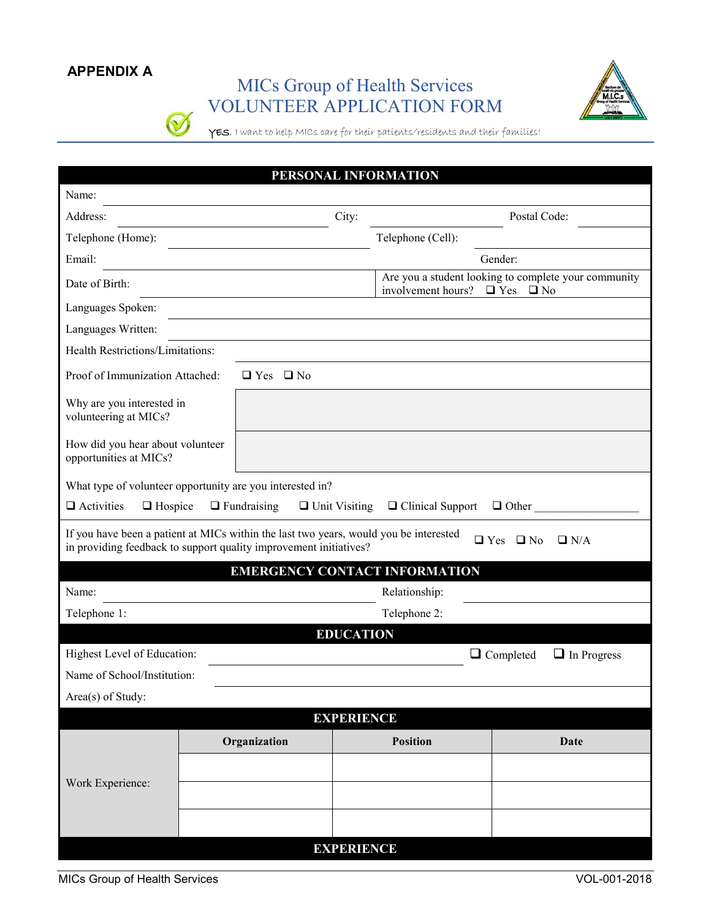**APPENDIX A**

# MICs Group of Health Services
# VOLUNTEER APPLICATION FORM

YES, I want to help MICs care for their patients/residents and their families!

## PERSONAL INFORMATION

Name:

Address: ____________________ City: ____________________ Postal Code: ____________

Telephone (Home): ____________________ Telephone (Cell): ____________________

Email: ____________________ Gender: ____________

Date of Birth: ____________________ Are you a student looking to complete your community involvement hours? ❑ Yes ❑ No

Languages Spoken:

Languages Written:

Health Restrictions/Limitations:

Proof of Immunization Attached: ❑ Yes ❑ No

Why are you interested in volunteering at MICs?

How did you hear about volunteer opportunities at MICs?

What type of volunteer opportunity are you interested in?

❑ Activities ❑ Hospice ❑ Fundraising ❑ Unit Visiting ❑ Clinical Support ❑ Other ________________

If you have been a patient at MICs within the last two years, would you be interested in providing feedback to support quality improvement initiatives? ❑ Yes ❑ No ❑ N/A

## EMERGENCY CONTACT INFORMATION

Name: ____________________ Relationship: ____________________

Telephone 1: ____________________ Telephone 2: ____________________

## EDUCATION

Highest Level of Education: ____________________ ❑ Completed ❑ In Progress

Name of School/Institution:

Area(s) of Study:

## EXPERIENCE

| | Organization | Position | Date |
|---|---|---|---|
| Work Experience: | | | |
| | | | |
| | | | |

## EXPERIENCE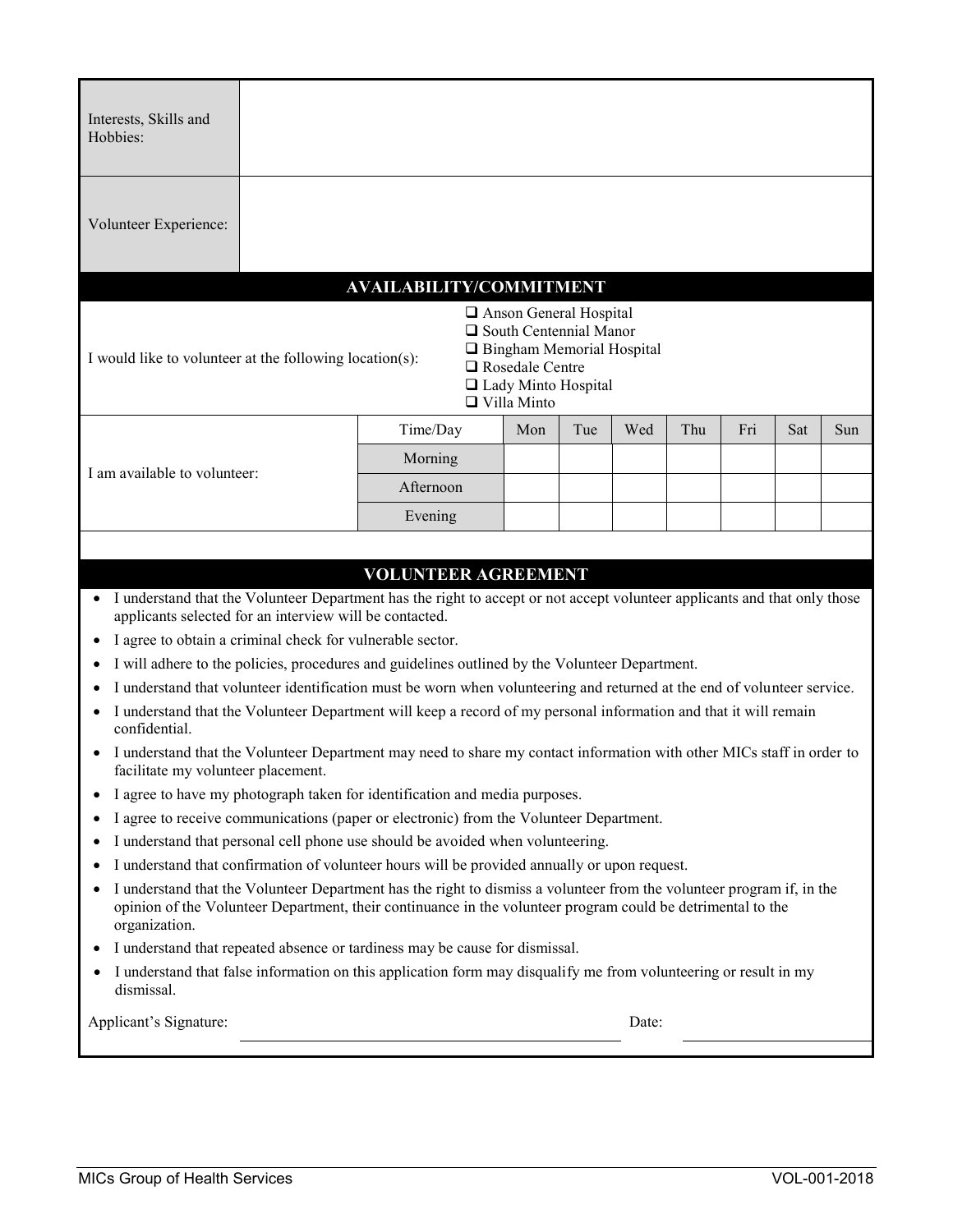| | |
|---|---|
| Interests, Skills and Hobbies: | |
| Volunteer Experience: | |

## AVAILABILITY/COMMITMENT

I would like to volunteer at the following location(s):

- ❑ Anson General Hospital
- ❑ South Centennial Manor
- ❑ Bingham Memorial Hospital
- ❑ Rosedale Centre
- ❑ Lady Minto Hospital
- ❑ Villa Minto

I am available to volunteer:

| Time/Day | Mon | Tue | Wed | Thu | Fri | Sat | Sun |
|---|---|---|---|---|---|---|---|
| Morning | | | | | | | |
| Afternoon | | | | | | | |
| Evening | | | | | | | |

## VOLUNTEER AGREEMENT

- I understand that the Volunteer Department has the right to accept or not accept volunteer applicants and that only those applicants selected for an interview will be contacted.
- I agree to obtain a criminal check for vulnerable sector.
- I will adhere to the policies, procedures and guidelines outlined by the Volunteer Department.
- I understand that volunteer identification must be worn when volunteering and returned at the end of volunteer service.
- I understand that the Volunteer Department will keep a record of my personal information and that it will remain confidential.
- I understand that the Volunteer Department may need to share my contact information with other MICs staff in order to facilitate my volunteer placement.
- I agree to have my photograph taken for identification and media purposes.
- I agree to receive communications (paper or electronic) from the Volunteer Department.
- I understand that personal cell phone use should be avoided when volunteering.
- I understand that confirmation of volunteer hours will be provided annually or upon request.
- I understand that the Volunteer Department has the right to dismiss a volunteer from the volunteer program if, in the opinion of the Volunteer Department, their continuance in the volunteer program could be detrimental to the organization.
- I understand that repeated absence or tardiness may be cause for dismissal.
- I understand that false information on this application form may disqualify me from volunteering or result in my dismissal.

Applicant's Signature: ______________________________ Date: ______________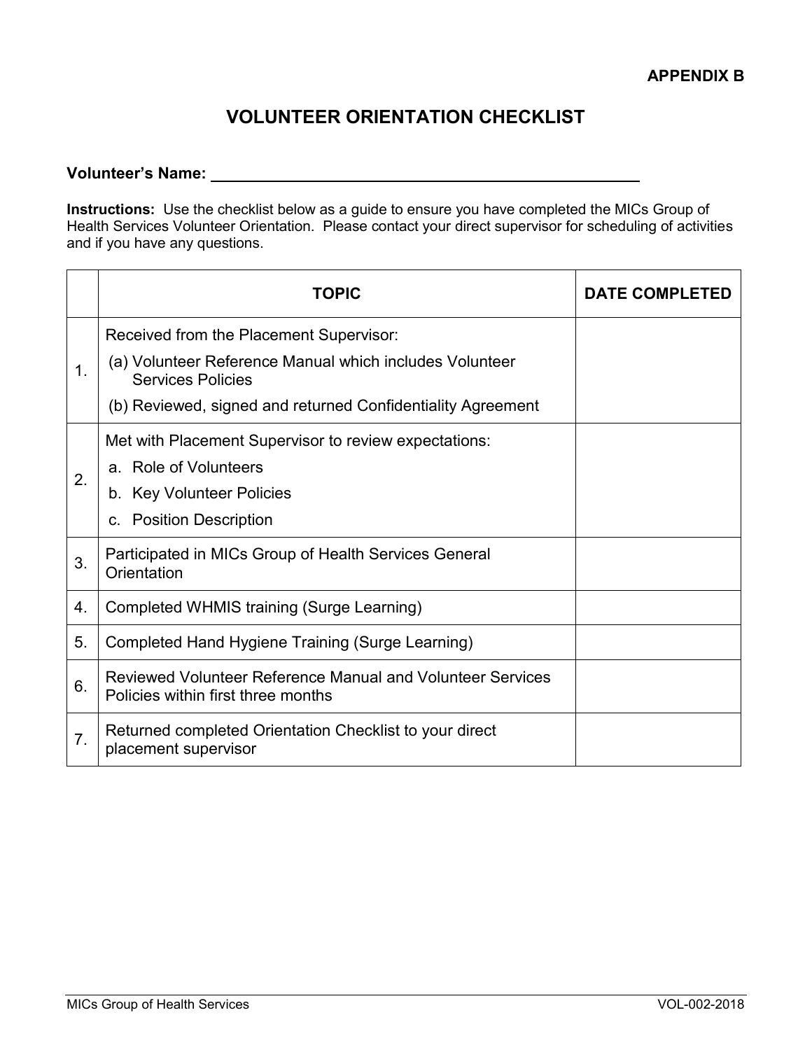**APPENDIX B**

# VOLUNTEER ORIENTATION CHECKLIST

**Volunteer's Name:** ______________________________________________

**Instructions:** Use the checklist below as a guide to ensure you have completed the MICs Group of Health Services Volunteer Orientation. Please contact your direct supervisor for scheduling of activities and if you have any questions.

| | TOPIC | DATE COMPLETED |
|---|---|---|
| 1. | Received from the Placement Supervisor:<br>(a) Volunteer Reference Manual which includes Volunteer Services Policies<br>(b) Reviewed, signed and returned Confidentiality Agreement | |
| 2. | Met with Placement Supervisor to review expectations:<br>a. Role of Volunteers<br>b. Key Volunteer Policies<br>c. Position Description | |
| 3. | Participated in MICs Group of Health Services General Orientation | |
| 4. | Completed WHMIS training (Surge Learning) | |
| 5. | Completed Hand Hygiene Training (Surge Learning) | |
| 6. | Reviewed Volunteer Reference Manual and Volunteer Services Policies within first three months | |
| 7. | Returned completed Orientation Checklist to your direct placement supervisor | |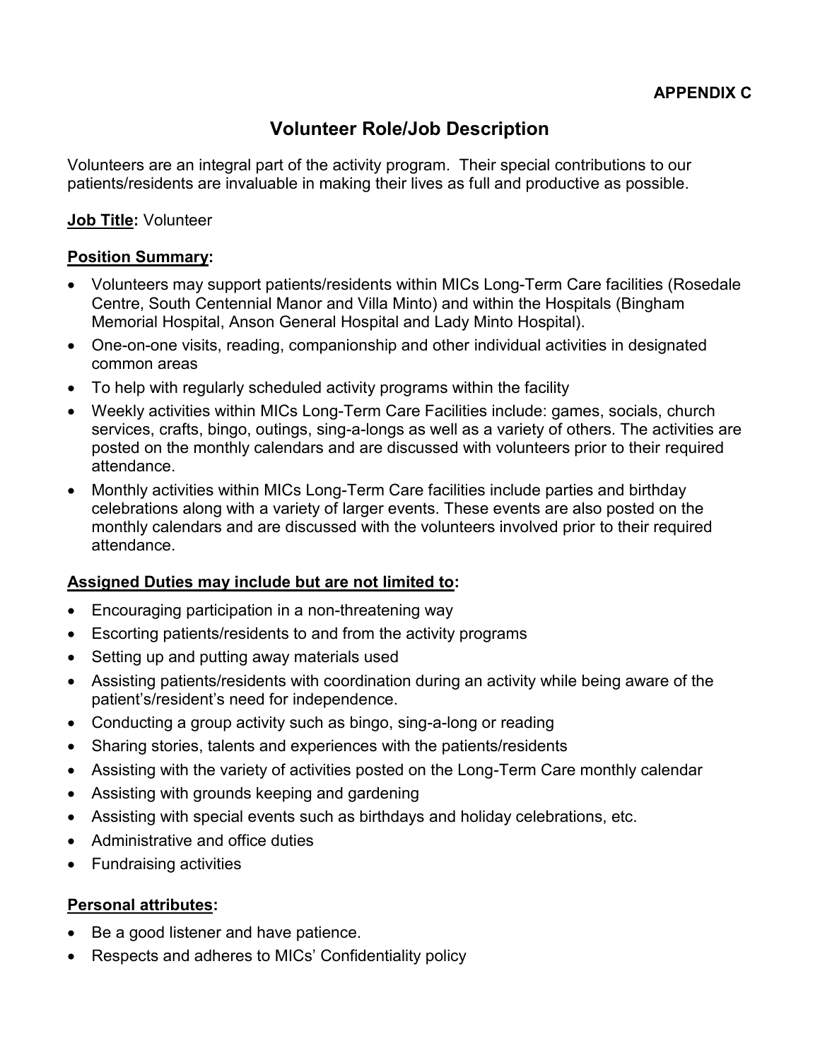**APPENDIX C**

# Volunteer Role/Job Description

Volunteers are an integral part of the activity program. Their special contributions to our patients/residents are invaluable in making their lives as full and productive as possible.

**Job Title:** Volunteer

**Position Summary:**

- Volunteers may support patients/residents within MICs Long-Term Care facilities (Rosedale Centre, South Centennial Manor and Villa Minto) and within the Hospitals (Bingham Memorial Hospital, Anson General Hospital and Lady Minto Hospital).
- One-on-one visits, reading, companionship and other individual activities in designated common areas
- To help with regularly scheduled activity programs within the facility
- Weekly activities within MICs Long-Term Care Facilities include: games, socials, church services, crafts, bingo, outings, sing-a-longs as well as a variety of others. The activities are posted on the monthly calendars and are discussed with volunteers prior to their required attendance.
- Monthly activities within MICs Long-Term Care facilities include parties and birthday celebrations along with a variety of larger events. These events are also posted on the monthly calendars and are discussed with the volunteers involved prior to their required attendance.

**Assigned Duties may include but are not limited to:**

- Encouraging participation in a non-threatening way
- Escorting patients/residents to and from the activity programs
- Setting up and putting away materials used
- Assisting patients/residents with coordination during an activity while being aware of the patient's/resident's need for independence.
- Conducting a group activity such as bingo, sing-a-long or reading
- Sharing stories, talents and experiences with the patients/residents
- Assisting with the variety of activities posted on the Long-Term Care monthly calendar
- Assisting with grounds keeping and gardening
- Assisting with special events such as birthdays and holiday celebrations, etc.
- Administrative and office duties
- Fundraising activities

**Personal attributes:**

- Be a good listener and have patience.
- Respects and adheres to MICs' Confidentiality policy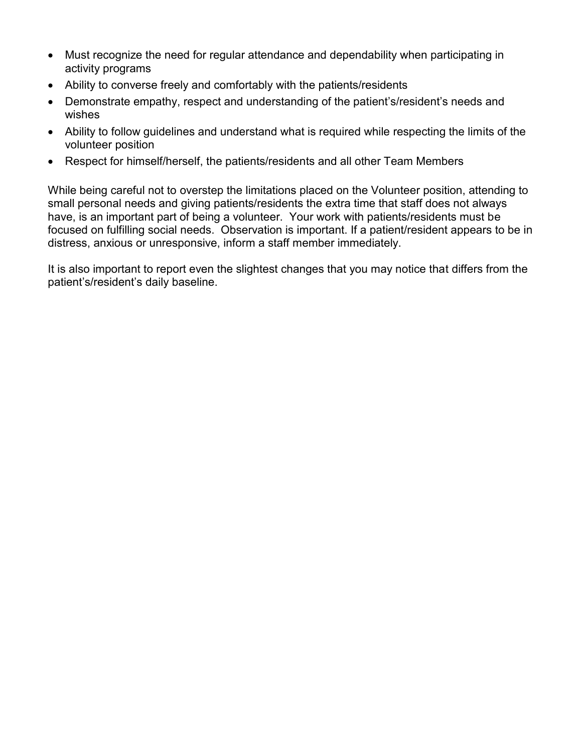- Must recognize the need for regular attendance and dependability when participating in activity programs
- Ability to converse freely and comfortably with the patients/residents
- Demonstrate empathy, respect and understanding of the patient's/resident's needs and wishes
- Ability to follow guidelines and understand what is required while respecting the limits of the volunteer position
- Respect for himself/herself, the patients/residents and all other Team Members

While being careful not to overstep the limitations placed on the Volunteer position, attending to small personal needs and giving patients/residents the extra time that staff does not always have, is an important part of being a volunteer. Your work with patients/residents must be focused on fulfilling social needs. Observation is important. If a patient/resident appears to be in distress, anxious or unresponsive, inform a staff member immediately.

It is also important to report even the slightest changes that you may notice that differs from the patient's/resident's daily baseline.